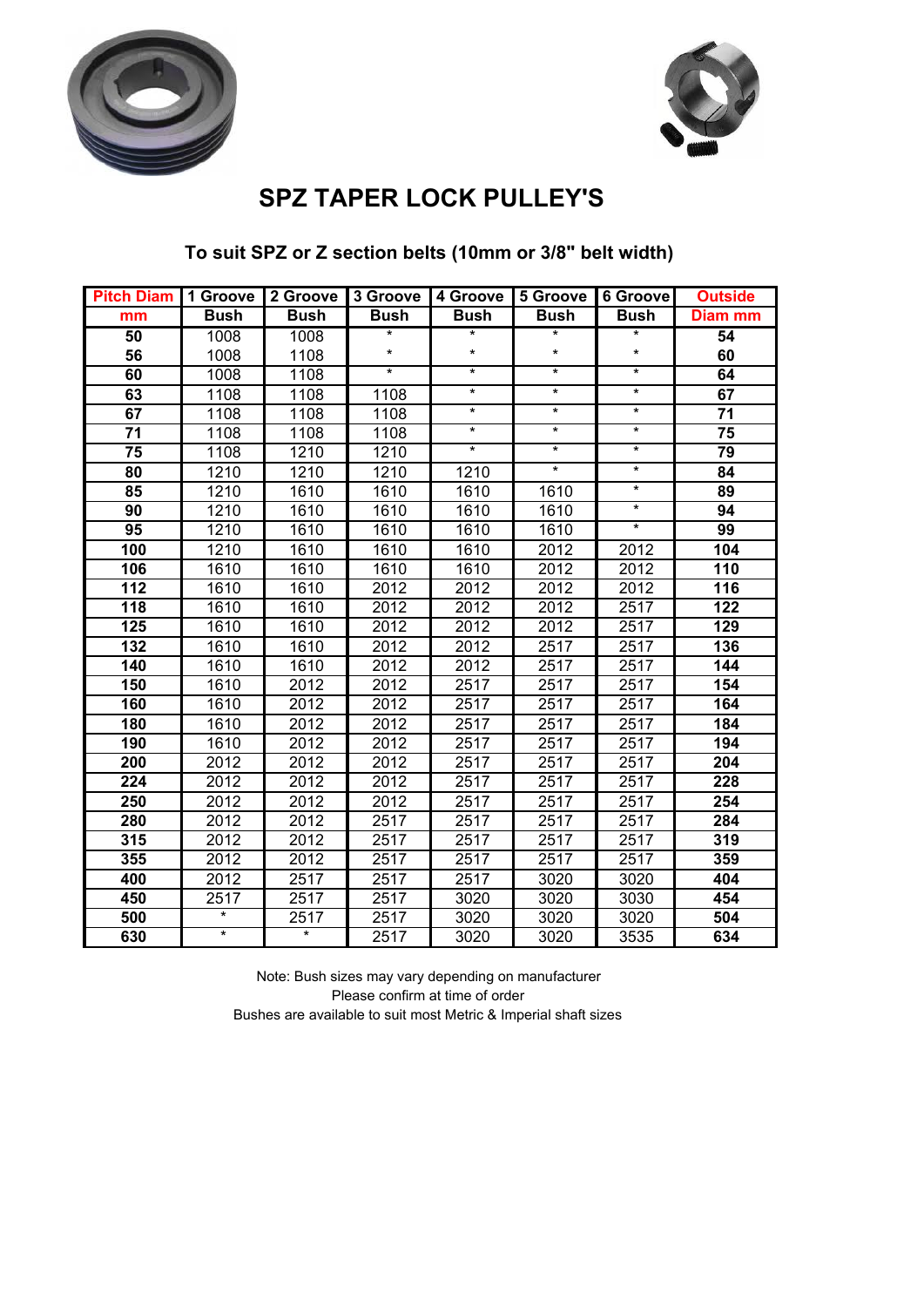# SPZ TAPER LOCK PULLEY'S

## To suit SPZ or Z section belts (10mm or 3/8" belt width)

| Pitch Diam mm | 1 Groove Bush | 2 Groove Bush | 3 Groove Bush | 4 Groove Bush | 5 Groove Bush | 6 Groove Bush | Outside Diam mm |
|---|---|---|---|---|---|---|---|
| 50 | 1008 | 1008 | * | * | * | * | 54 |
| 56 | 1008 | 1108 | * | * | * | * | 60 |
| 60 | 1008 | 1108 | * | * | * | * | 64 |
| 63 | 1108 | 1108 | 1108 | * | * | * | 67 |
| 67 | 1108 | 1108 | 1108 | * | * | * | 71 |
| 71 | 1108 | 1108 | 1108 | * | * | * | 75 |
| 75 | 1108 | 1210 | 1210 | * | * | * | 79 |
| 80 | 1210 | 1210 | 1210 | 1210 | * | * | 84 |
| 85 | 1210 | 1610 | 1610 | 1610 | 1610 | * | 89 |
| 90 | 1210 | 1610 | 1610 | 1610 | 1610 | * | 94 |
| 95 | 1210 | 1610 | 1610 | 1610 | 1610 | * | 99 |
| 100 | 1210 | 1610 | 1610 | 1610 | 2012 | 2012 | 104 |
| 106 | 1610 | 1610 | 1610 | 1610 | 2012 | 2012 | 110 |
| 112 | 1610 | 1610 | 2012 | 2012 | 2012 | 2012 | 116 |
| 118 | 1610 | 1610 | 2012 | 2012 | 2012 | 2517 | 122 |
| 125 | 1610 | 1610 | 2012 | 2012 | 2012 | 2517 | 129 |
| 132 | 1610 | 1610 | 2012 | 2012 | 2517 | 2517 | 136 |
| 140 | 1610 | 1610 | 2012 | 2012 | 2517 | 2517 | 144 |
| 150 | 1610 | 2012 | 2012 | 2517 | 2517 | 2517 | 154 |
| 160 | 1610 | 2012 | 2012 | 2517 | 2517 | 2517 | 164 |
| 180 | 1610 | 2012 | 2012 | 2517 | 2517 | 2517 | 184 |
| 190 | 1610 | 2012 | 2012 | 2517 | 2517 | 2517 | 194 |
| 200 | 2012 | 2012 | 2012 | 2517 | 2517 | 2517 | 204 |
| 224 | 2012 | 2012 | 2012 | 2517 | 2517 | 2517 | 228 |
| 250 | 2012 | 2012 | 2012 | 2517 | 2517 | 2517 | 254 |
| 280 | 2012 | 2012 | 2517 | 2517 | 2517 | 2517 | 284 |
| 315 | 2012 | 2012 | 2517 | 2517 | 2517 | 2517 | 319 |
| 355 | 2012 | 2012 | 2517 | 2517 | 2517 | 2517 | 359 |
| 400 | 2012 | 2517 | 2517 | 2517 | 3020 | 3020 | 404 |
| 450 | 2517 | 2517 | 2517 | 3020 | 3020 | 3030 | 454 |
| 500 | * | 2517 | 2517 | 3020 | 3020 | 3020 | 504 |
| 630 | * | * | 2517 | 3020 | 3020 | 3535 | 634 |

Note: Bush sizes may vary depending on manufacturer
Please confirm at time of order
Bushes are available to suit most Metric & Imperial shaft sizes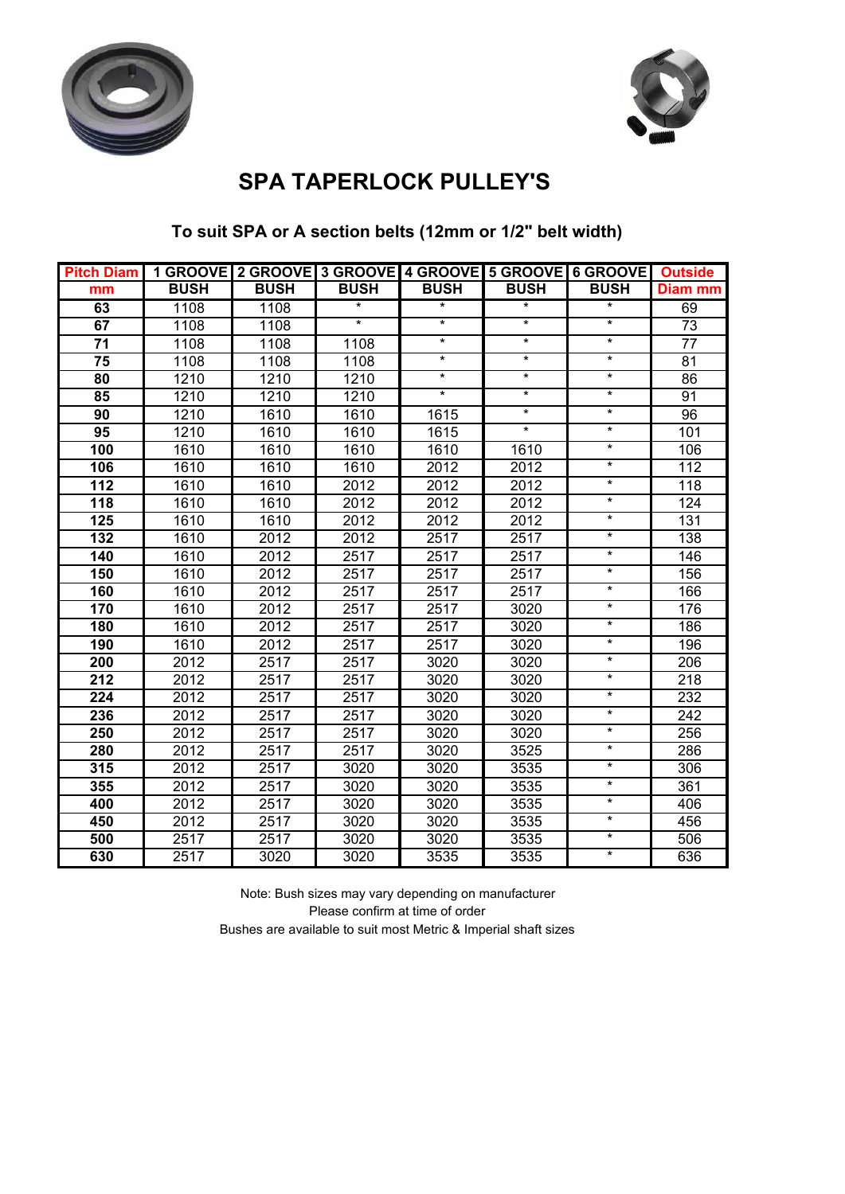# SPA TAPERLOCK PULLEY'S

## To suit SPA or A section belts (12mm or 1/2" belt width)

| Pitch Diam mm | 1 GROOVE BUSH | 2 GROOVE BUSH | 3 GROOVE BUSH | 4 GROOVE BUSH | 5 GROOVE BUSH | 6 GROOVE BUSH | Outside Diam mm |
|---|---|---|---|---|---|---|---|
| 63 | 1108 | 1108 | * | * | * | * | 69 |
| 67 | 1108 | 1108 | * | * | * | * | 73 |
| 71 | 1108 | 1108 | 1108 | * | * | * | 77 |
| 75 | 1108 | 1108 | 1108 | * | * | * | 81 |
| 80 | 1210 | 1210 | 1210 | * | * | * | 86 |
| 85 | 1210 | 1210 | 1210 | * | * | * | 91 |
| 90 | 1210 | 1610 | 1610 | 1615 | * | * | 96 |
| 95 | 1210 | 1610 | 1610 | 1615 | * | * | 101 |
| 100 | 1610 | 1610 | 1610 | 1610 | 1610 | * | 106 |
| 106 | 1610 | 1610 | 1610 | 2012 | 2012 | * | 112 |
| 112 | 1610 | 1610 | 2012 | 2012 | 2012 | * | 118 |
| 118 | 1610 | 1610 | 2012 | 2012 | 2012 | * | 124 |
| 125 | 1610 | 1610 | 2012 | 2012 | 2012 | * | 131 |
| 132 | 1610 | 2012 | 2012 | 2517 | 2517 | * | 138 |
| 140 | 1610 | 2012 | 2517 | 2517 | 2517 | * | 146 |
| 150 | 1610 | 2012 | 2517 | 2517 | 2517 | * | 156 |
| 160 | 1610 | 2012 | 2517 | 2517 | 2517 | * | 166 |
| 170 | 1610 | 2012 | 2517 | 2517 | 3020 | * | 176 |
| 180 | 1610 | 2012 | 2517 | 2517 | 3020 | * | 186 |
| 190 | 1610 | 2012 | 2517 | 2517 | 3020 | * | 196 |
| 200 | 2012 | 2517 | 2517 | 3020 | 3020 | * | 206 |
| 212 | 2012 | 2517 | 2517 | 3020 | 3020 | * | 218 |
| 224 | 2012 | 2517 | 2517 | 3020 | 3020 | * | 232 |
| 236 | 2012 | 2517 | 2517 | 3020 | 3020 | * | 242 |
| 250 | 2012 | 2517 | 2517 | 3020 | 3020 | * | 256 |
| 280 | 2012 | 2517 | 2517 | 3020 | 3525 | * | 286 |
| 315 | 2012 | 2517 | 3020 | 3020 | 3535 | * | 306 |
| 355 | 2012 | 2517 | 3020 | 3020 | 3535 | * | 361 |
| 400 | 2012 | 2517 | 3020 | 3020 | 3535 | * | 406 |
| 450 | 2012 | 2517 | 3020 | 3020 | 3535 | * | 456 |
| 500 | 2517 | 2517 | 3020 | 3020 | 3535 | * | 506 |
| 630 | 2517 | 3020 | 3020 | 3535 | 3535 | * | 636 |

Note: Bush sizes may vary depending on manufacturer
Please confirm at time of order
Bushes are available to suit most Metric & Imperial shaft sizes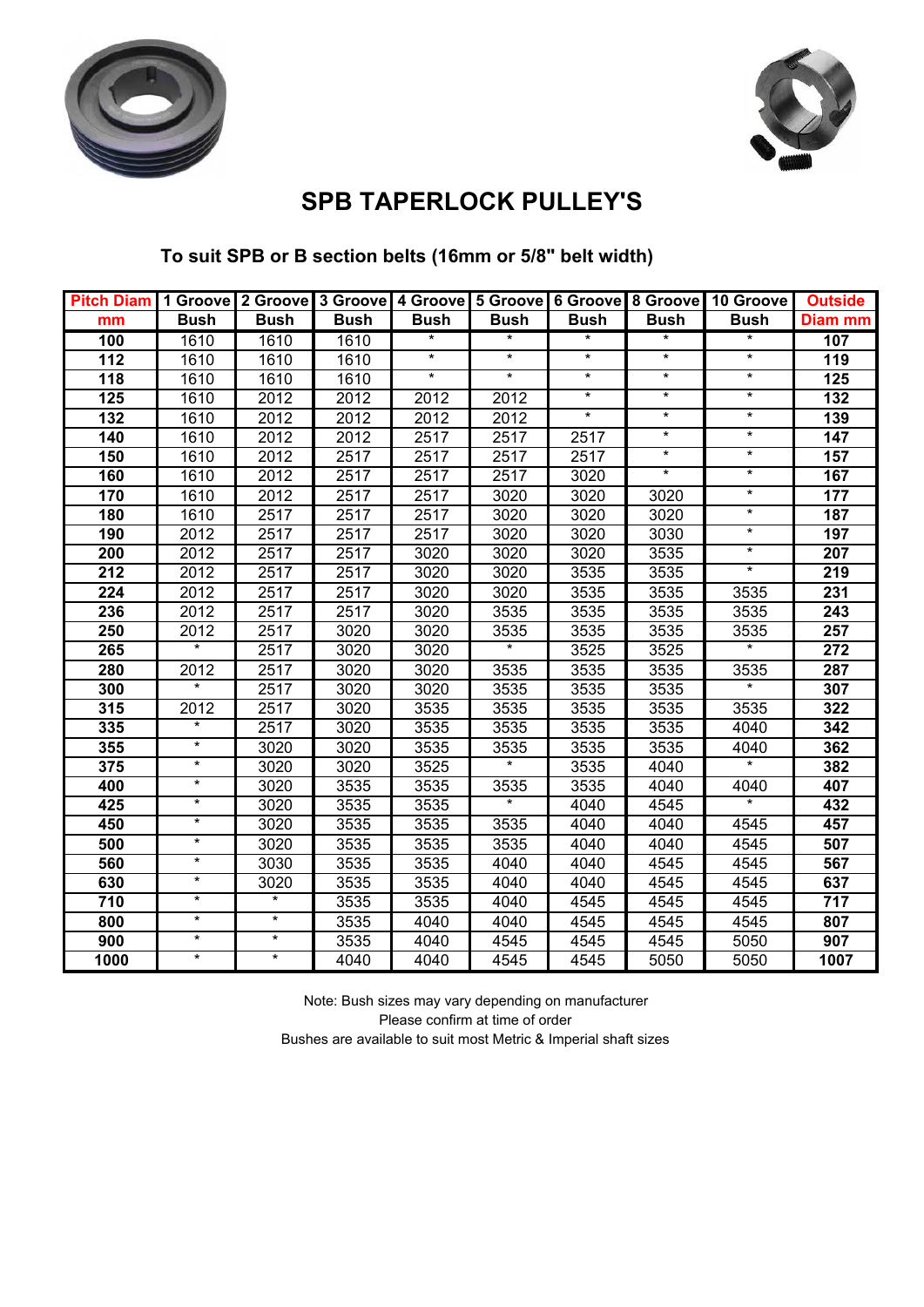# SPB TAPERLOCK PULLEY'S

## To suit SPB or B section belts (16mm or 5/8" belt width)

| Pitch Diam | 1 Groove | 2 Groove | 3 Groove | 4 Groove | 5 Groove | 6 Groove | 8 Groove | 10 Groove | Outside |
|---|---|---|---|---|---|---|---|---|---|
| mm | Bush | Bush | Bush | Bush | Bush | Bush | Bush | Bush | Diam mm |
| 100 | 1610 | 1610 | 1610 | * | * | * | * | * | 107 |
| 112 | 1610 | 1610 | 1610 | * | * | * | * | * | 119 |
| 118 | 1610 | 1610 | 1610 | * | * | * | * | * | 125 |
| 125 | 1610 | 2012 | 2012 | 2012 | 2012 | * | * | * | 132 |
| 132 | 1610 | 2012 | 2012 | 2012 | 2012 | * | * | * | 139 |
| 140 | 1610 | 2012 | 2012 | 2517 | 2517 | 2517 | * | * | 147 |
| 150 | 1610 | 2012 | 2517 | 2517 | 2517 | 2517 | * | * | 157 |
| 160 | 1610 | 2012 | 2517 | 2517 | 2517 | 3020 | * | * | 167 |
| 170 | 1610 | 2012 | 2517 | 2517 | 3020 | 3020 | 3020 | * | 177 |
| 180 | 1610 | 2517 | 2517 | 2517 | 3020 | 3020 | 3020 | * | 187 |
| 190 | 2012 | 2517 | 2517 | 2517 | 3020 | 3020 | 3030 | * | 197 |
| 200 | 2012 | 2517 | 2517 | 3020 | 3020 | 3020 | 3535 | * | 207 |
| 212 | 2012 | 2517 | 2517 | 3020 | 3020 | 3535 | 3535 | * | 219 |
| 224 | 2012 | 2517 | 2517 | 3020 | 3020 | 3535 | 3535 | 3535 | 231 |
| 236 | 2012 | 2517 | 2517 | 3020 | 3535 | 3535 | 3535 | 3535 | 243 |
| 250 | 2012 | 2517 | 3020 | 3020 | 3535 | 3535 | 3535 | 3535 | 257 |
| 265 | * | 2517 | 3020 | 3020 | * | 3525 | 3525 | * | 272 |
| 280 | 2012 | 2517 | 3020 | 3020 | 3535 | 3535 | 3535 | 3535 | 287 |
| 300 | * | 2517 | 3020 | 3020 | 3535 | 3535 | 3535 | * | 307 |
| 315 | 2012 | 2517 | 3020 | 3535 | 3535 | 3535 | 3535 | 3535 | 322 |
| 335 | * | 2517 | 3020 | 3535 | 3535 | 3535 | 3535 | 4040 | 342 |
| 355 | * | 3020 | 3020 | 3535 | 3535 | 3535 | 3535 | 4040 | 362 |
| 375 | * | 3020 | 3020 | 3525 | * | 3535 | 4040 | * | 382 |
| 400 | * | 3020 | 3535 | 3535 | 3535 | 3535 | 4040 | 4040 | 407 |
| 425 | * | 3020 | 3535 | 3535 | * | 4040 | 4545 | * | 432 |
| 450 | * | 3020 | 3535 | 3535 | 3535 | 4040 | 4040 | 4545 | 457 |
| 500 | * | 3020 | 3535 | 3535 | 3535 | 4040 | 4040 | 4545 | 507 |
| 560 | * | 3030 | 3535 | 3535 | 4040 | 4040 | 4545 | 4545 | 567 |
| 630 | * | 3020 | 3535 | 3535 | 4040 | 4040 | 4545 | 4545 | 637 |
| 710 | * | * | 3535 | 3535 | 4040 | 4545 | 4545 | 4545 | 717 |
| 800 | * | * | 3535 | 4040 | 4040 | 4545 | 4545 | 4545 | 807 |
| 900 | * | * | 3535 | 4040 | 4545 | 4545 | 4545 | 5050 | 907 |
| 1000 | * | * | 4040 | 4040 | 4545 | 4545 | 5050 | 5050 | 1007 |

Note: Bush sizes may vary depending on manufacturer
Please confirm at time of order
Bushes are available to suit most Metric & Imperial shaft sizes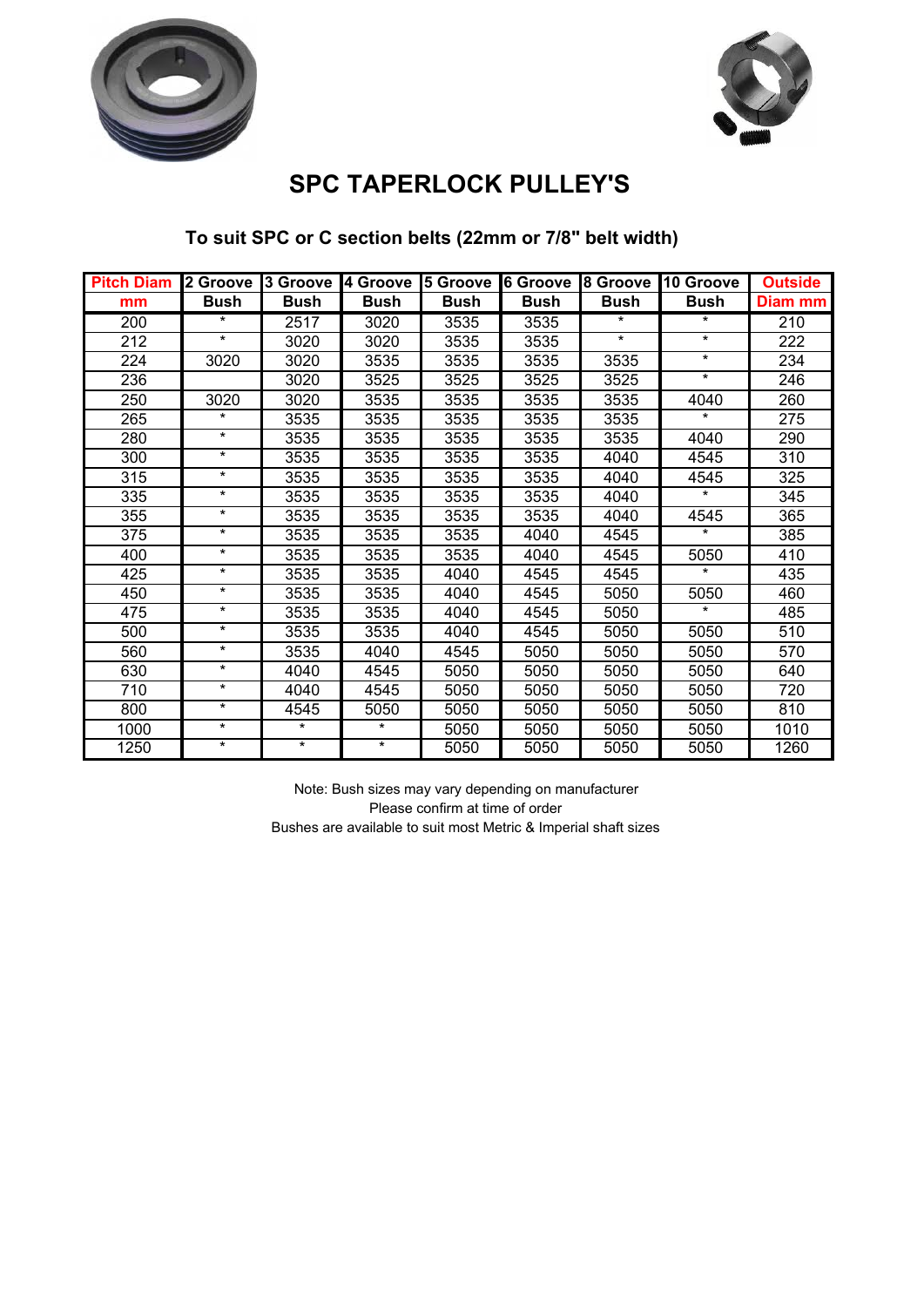# SPC TAPERLOCK PULLEY'S

## To suit SPC or C section belts (22mm or 7/8" belt width)

| Pitch Diam mm | 2 Groove Bush | 3 Groove Bush | 4 Groove Bush | 5 Groove Bush | 6 Groove Bush | 8 Groove Bush | 10 Groove Bush | Outside Diam mm |
|---|---|---|---|---|---|---|---|---|
| 200 | * | 2517 | 3020 | 3535 | 3535 | * | * | 210 |
| 212 | * | 3020 | 3020 | 3535 | 3535 | * | * | 222 |
| 224 | 3020 | 3020 | 3535 | 3535 | 3535 | 3535 | * | 234 |
| 236 | | 3020 | 3525 | 3525 | 3525 | 3525 | * | 246 |
| 250 | 3020 | 3020 | 3535 | 3535 | 3535 | 3535 | 4040 | 260 |
| 265 | * | 3535 | 3535 | 3535 | 3535 | 3535 | * | 275 |
| 280 | * | 3535 | 3535 | 3535 | 3535 | 3535 | 4040 | 290 |
| 300 | * | 3535 | 3535 | 3535 | 3535 | 4040 | 4545 | 310 |
| 315 | * | 3535 | 3535 | 3535 | 3535 | 4040 | 4545 | 325 |
| 335 | * | 3535 | 3535 | 3535 | 3535 | 4040 | * | 345 |
| 355 | * | 3535 | 3535 | 3535 | 3535 | 4040 | 4545 | 365 |
| 375 | * | 3535 | 3535 | 3535 | 4040 | 4545 | * | 385 |
| 400 | * | 3535 | 3535 | 3535 | 4040 | 4545 | 5050 | 410 |
| 425 | * | 3535 | 3535 | 4040 | 4545 | 4545 | * | 435 |
| 450 | * | 3535 | 3535 | 4040 | 4545 | 5050 | 5050 | 460 |
| 475 | * | 3535 | 3535 | 4040 | 4545 | 5050 | * | 485 |
| 500 | * | 3535 | 3535 | 4040 | 4545 | 5050 | 5050 | 510 |
| 560 | * | 3535 | 4040 | 4545 | 5050 | 5050 | 5050 | 570 |
| 630 | * | 4040 | 4545 | 5050 | 5050 | 5050 | 5050 | 640 |
| 710 | * | 4040 | 4545 | 5050 | 5050 | 5050 | 5050 | 720 |
| 800 | * | 4545 | 5050 | 5050 | 5050 | 5050 | 5050 | 810 |
| 1000 | * | * | * | 5050 | 5050 | 5050 | 5050 | 1010 |
| 1250 | * | * | * | 5050 | 5050 | 5050 | 5050 | 1260 |

Note: Bush sizes may vary depending on manufacturer
Please confirm at time of order
Bushes are available to suit most Metric & Imperial shaft sizes